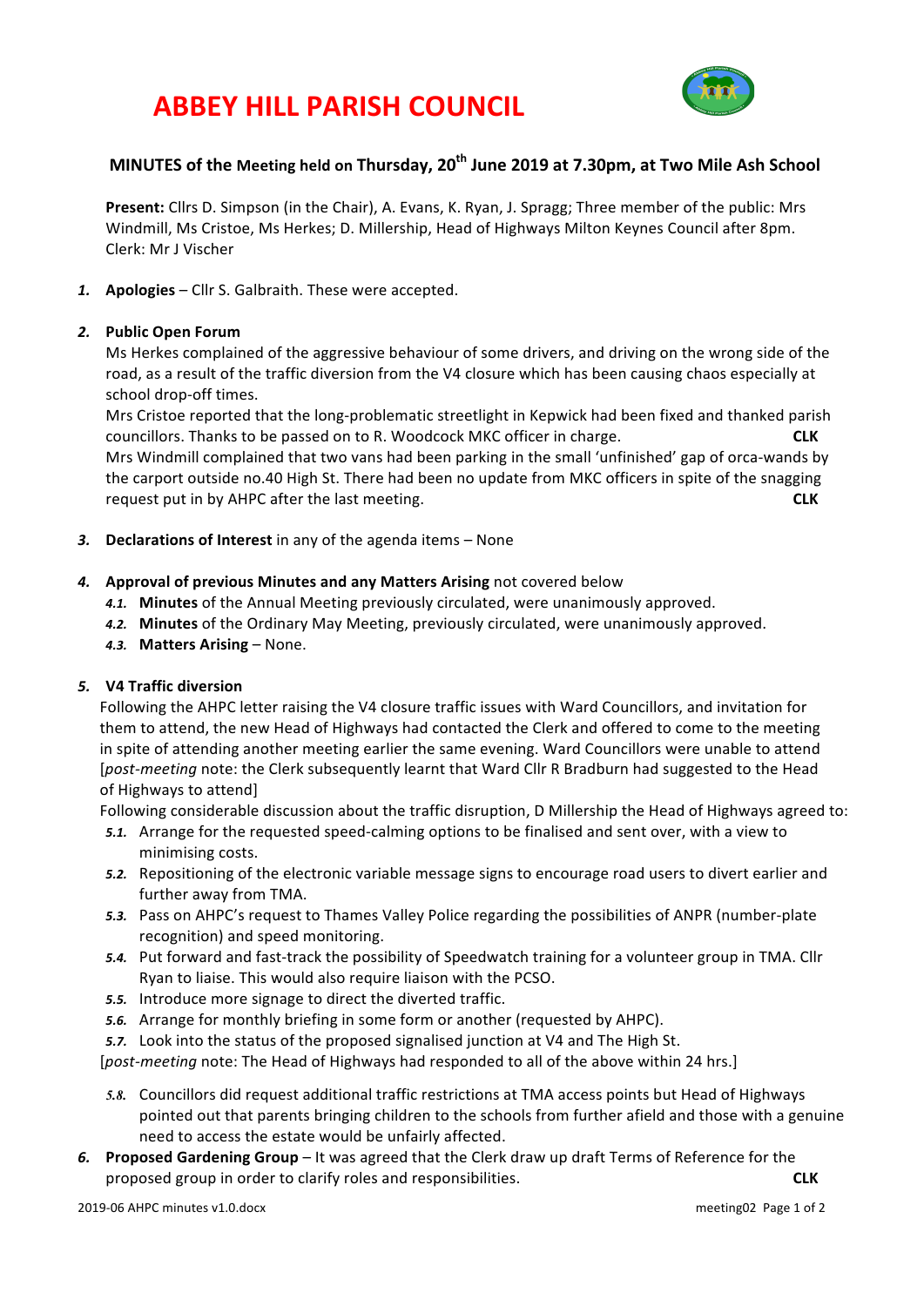# ABBEY HILL PARISH COUNCIL

## MINUTES of the Meeting held on Thursday, 20th June 2019 at 7.30pm, at Two Mile Ash School

**Present:** Cllrs D. Simpson (in the Chair), A. Evans, K. Ryan, J. Spragg; Three member of the public: Mrs Windmill, Ms Cristoe, Ms Herkes; D. Millership, Head of Highways Milton Keynes Council after 8pm. Clerk: Mr J Vischer

1. **Apologies** – Cllr S. Galbraith. These were accepted.

2. **Public Open Forum**
   Ms Herkes complained of the aggressive behaviour of some drivers, and driving on the wrong side of the road, as a result of the traffic diversion from the V4 closure which has been causing chaos especially at school drop-off times.
   Mrs Cristoe reported that the long-problematic streetlight in Kepwick had been fixed and thanked parish councillors. Thanks to be passed on to R. Woodcock MKC officer in charge. **CLK**
   Mrs Windmill complained that two vans had been parking in the small 'unfinished' gap of orca-wands by the carport outside no.40 High St. There had been no update from MKC officers in spite of the snagging request put in by AHPC after the last meeting. **CLK**

3. **Declarations of Interest** in any of the agenda items – None

4. **Approval of previous Minutes and any Matters Arising** not covered below
   - 4.1. **Minutes** of the Annual Meeting previously circulated, were unanimously approved.
   - 4.2. **Minutes** of the Ordinary May Meeting, previously circulated, were unanimously approved.
   - 4.3. **Matters Arising** – None.

5. **V4 Traffic diversion**
   Following the AHPC letter raising the V4 closure traffic issues with Ward Councillors, and invitation for them to attend, the new Head of Highways had contacted the Clerk and offered to come to the meeting in spite of attending another meeting earlier the same evening. Ward Councillors were unable to attend [*post-meeting* note: the Clerk subsequently learnt that Ward Cllr R Bradburn had suggested to the Head of Highways to attend]
   Following considerable discussion about the traffic disruption, D Millership the Head of Highways agreed to:
   - 5.1. Arrange for the requested speed-calming options to be finalised and sent over, with a view to minimising costs.
   - 5.2. Repositioning of the electronic variable message signs to encourage road users to divert earlier and further away from TMA.
   - 5.3. Pass on AHPC's request to Thames Valley Police regarding the possibilities of ANPR (number-plate recognition) and speed monitoring.
   - 5.4. Put forward and fast-track the possibility of Speedwatch training for a volunteer group in TMA. Cllr Ryan to liaise. This would also require liaison with the PCSO.
   - 5.5. Introduce more signage to direct the diverted traffic.
   - 5.6. Arrange for monthly briefing in some form or another (requested by AHPC).
   - 5.7. Look into the status of the proposed signalised junction at V4 and The High St.

   [*post-meeting* note: The Head of Highways had responded to all of the above within 24 hrs.]

   - 5.8. Councillors did request additional traffic restrictions at TMA access points but Head of Highways pointed out that parents bringing children to the schools from further afield and those with a genuine need to access the estate would be unfairly affected.

6. **Proposed Gardening Group** – It was agreed that the Clerk draw up draft Terms of Reference for the proposed group in order to clarify roles and responsibilities. **CLK**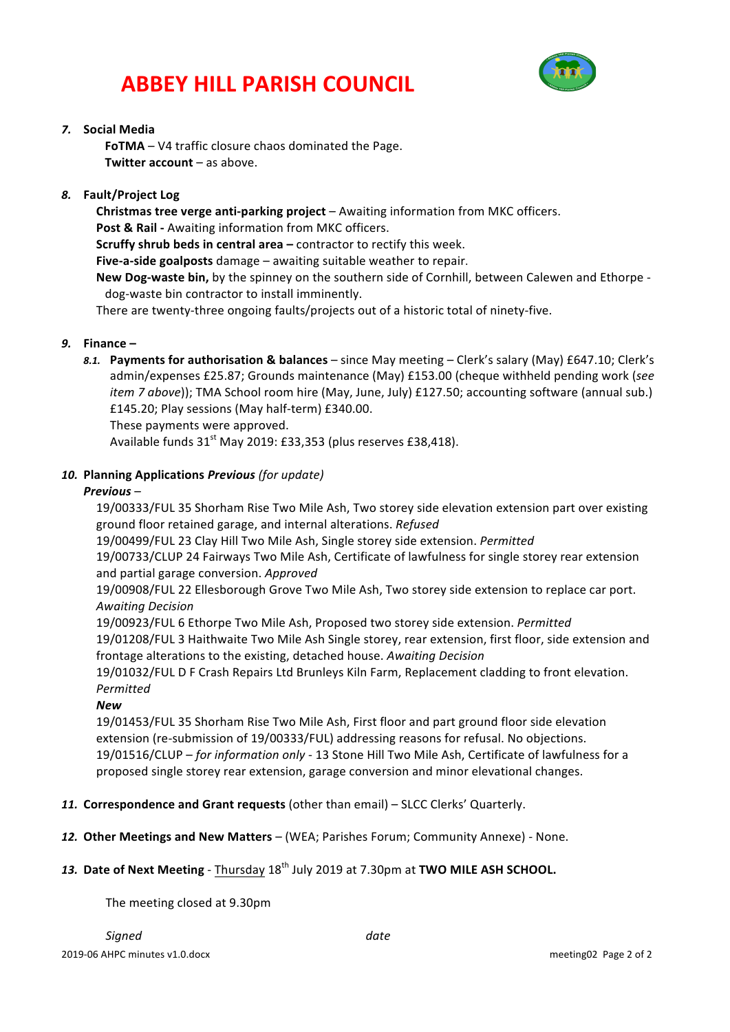# ABBEY HILL PARISH COUNCIL

***7.*** **Social Media**

**FoTMA** – V4 traffic closure chaos dominated the Page.
**Twitter account** – as above.

***8.*** **Fault/Project Log**

**Christmas tree verge anti-parking project** – Awaiting information from MKC officers.
**Post & Rail -** Awaiting information from MKC officers.
**Scruffy shrub beds in central area –** contractor to rectify this week.
**Five-a-side goalposts** damage – awaiting suitable weather to repair.
**New Dog-waste bin,** by the spinney on the southern side of Cornhill, between Calewen and Ethorpe - dog-waste bin contractor to install imminently.
There are twenty-three ongoing faults/projects out of a historic total of ninety-five.

***9.*** **Finance –**

***8.1.*** **Payments for authorisation & balances** – since May meeting – Clerk's salary (May) £647.10; Clerk's admin/expenses £25.87; Grounds maintenance (May) £153.00 (cheque withheld pending work (*see item 7 above*)); TMA School room hire (May, June, July) £127.50; accounting software (annual sub.) £145.20; Play sessions (May half-term) £340.00.
These payments were approved.
Available funds 31st May 2019: £33,353 (plus reserves £38,418).

***10.*** **Planning Applications *Previous*** *(for update)*

***Previous*** –

19/00333/FUL 35 Shorham Rise Two Mile Ash, Two storey side elevation extension part over existing ground floor retained garage, and internal alterations. *Refused*
19/00499/FUL 23 Clay Hill Two Mile Ash, Single storey side extension. *Permitted*
19/00733/CLUP 24 Fairways Two Mile Ash, Certificate of lawfulness for single storey rear extension and partial garage conversion. *Approved*
19/00908/FUL 22 Ellesborough Grove Two Mile Ash, Two storey side extension to replace car port. *Awaiting Decision*
19/00923/FUL 6 Ethorpe Two Mile Ash, Proposed two storey side extension. *Permitted*
19/01208/FUL 3 Haithwaite Two Mile Ash Single storey, rear extension, first floor, side extension and frontage alterations to the existing, detached house. *Awaiting Decision*
19/01032/FUL D F Crash Repairs Ltd Brunleys Kiln Farm, Replacement cladding to front elevation. *Permitted*

***New***

19/01453/FUL 35 Shorham Rise Two Mile Ash, First floor and part ground floor side elevation extension (re-submission of 19/00333/FUL) addressing reasons for refusal. No objections.
19/01516/CLUP – *for information only* - 13 Stone Hill Two Mile Ash, Certificate of lawfulness for a proposed single storey rear extension, garage conversion and minor elevational changes.

***11.*** **Correspondence and Grant requests** (other than email) – SLCC Clerks' Quarterly.

***12.*** **Other Meetings and New Matters** – (WEA; Parishes Forum; Community Annexe) - None.

***13.*** **Date of Next Meeting** - Thursday 18th July 2019 at 7.30pm at **TWO MILE ASH SCHOOL.**

The meeting closed at 9.30pm

*Signed* *date*

2019-06 AHPC minutes v1.0.docx meeting02